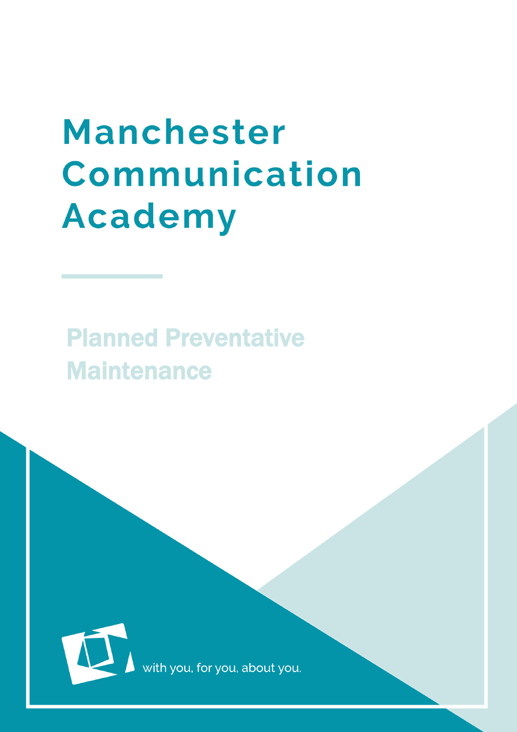# Manchester Communication Academy

## Planned Preventative Maintenance

with you, for you, about you.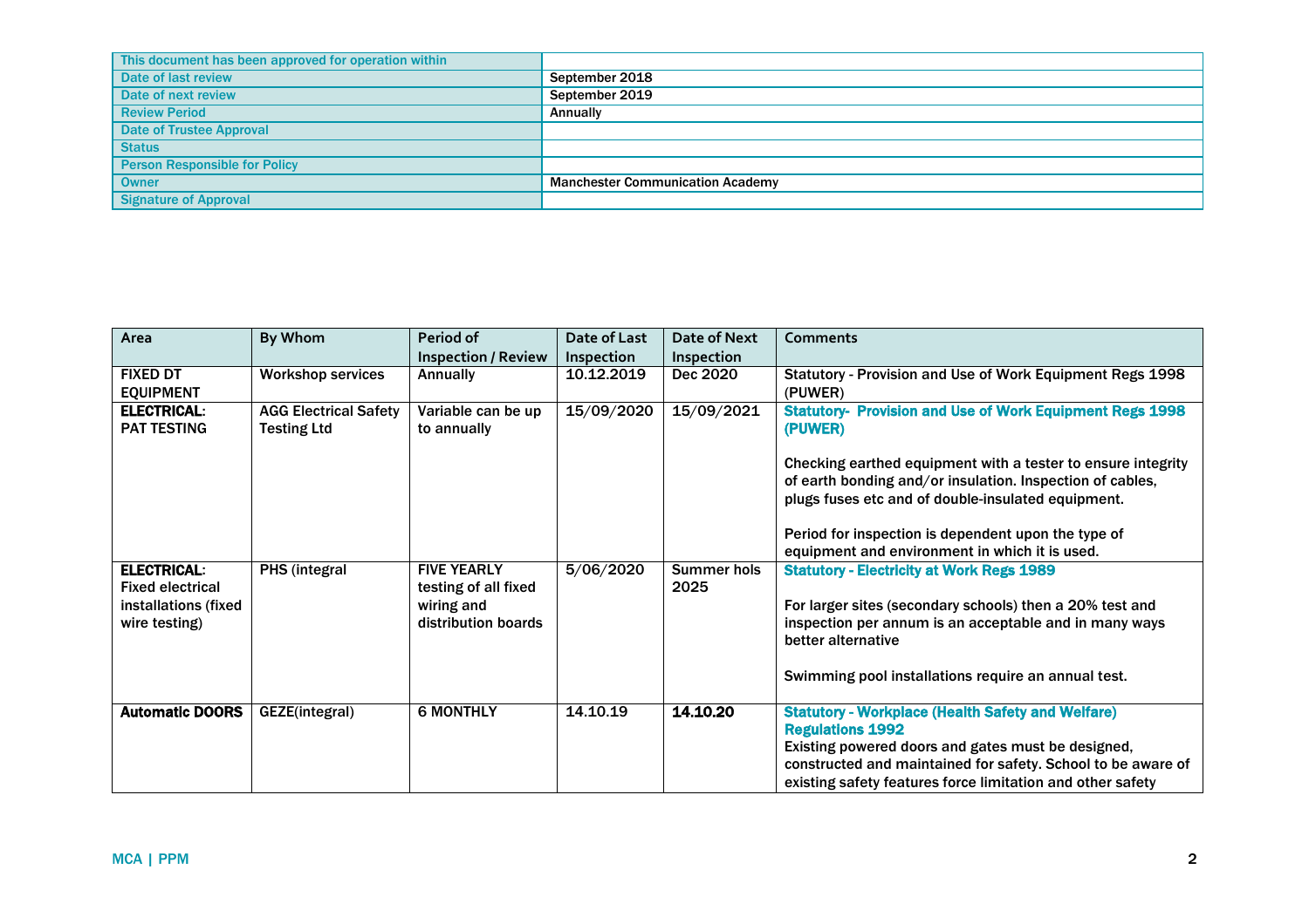| This document has been approved for operation within | |
|---|---|
| Date of last review | September 2018 |
| Date of next review | September 2019 |
| Review Period | Annually |
| Date of Trustee Approval | |
| Status | |
| Person Responsible for Policy | |
| Owner | Manchester Communication Academy |
| Signature of Approval | |

| Area | By Whom | Period of Inspection / Review | Date of Last Inspection | Date of Next Inspection | Comments |
|---|---|---|---|---|---|
| FIXED DT EQUIPMENT | Workshop services | Annually | 10.12.2019 | Dec 2020 | Statutory - Provision and Use of Work Equipment Regs 1998 (PUWER) |
| **ELECTRICAL**: PAT TESTING | AGG Electrical Safety Testing Ltd | Variable can be up to annually | 15/09/2020 | 15/09/2021 | **Statutory- Provision and Use of Work Equipment Regs 1998 (PUWER)**<br><br>Checking earthed equipment with a tester to ensure integrity of earth bonding and/or insulation. Inspection of cables, plugs fuses etc and of double-insulated equipment.<br><br>Period for inspection is dependent upon the type of equipment and environment in which it is used. |
| **ELECTRICAL**: Fixed electrical installations (fixed wire testing) | PHS (integral | FIVE YEARLY testing of all fixed wiring and distribution boards | 5/06/2020 | Summer hols 2025 | **Statutory - Electricity at Work Regs 1989**<br><br>For larger sites (secondary schools) then a 20% test and inspection per annum is an acceptable and in many ways better alternative<br><br>Swimming pool installations require an annual test. |
| **Automatic DOORS** | GEZE(integral) | 6 MONTHLY | 14.10.19 | **14.10.20** | **Statutory - Workplace (Health Safety and Welfare) Regulations 1992**<br>Existing powered doors and gates must be designed, constructed and maintained for safety. School to be aware of existing safety features force limitation and other safety |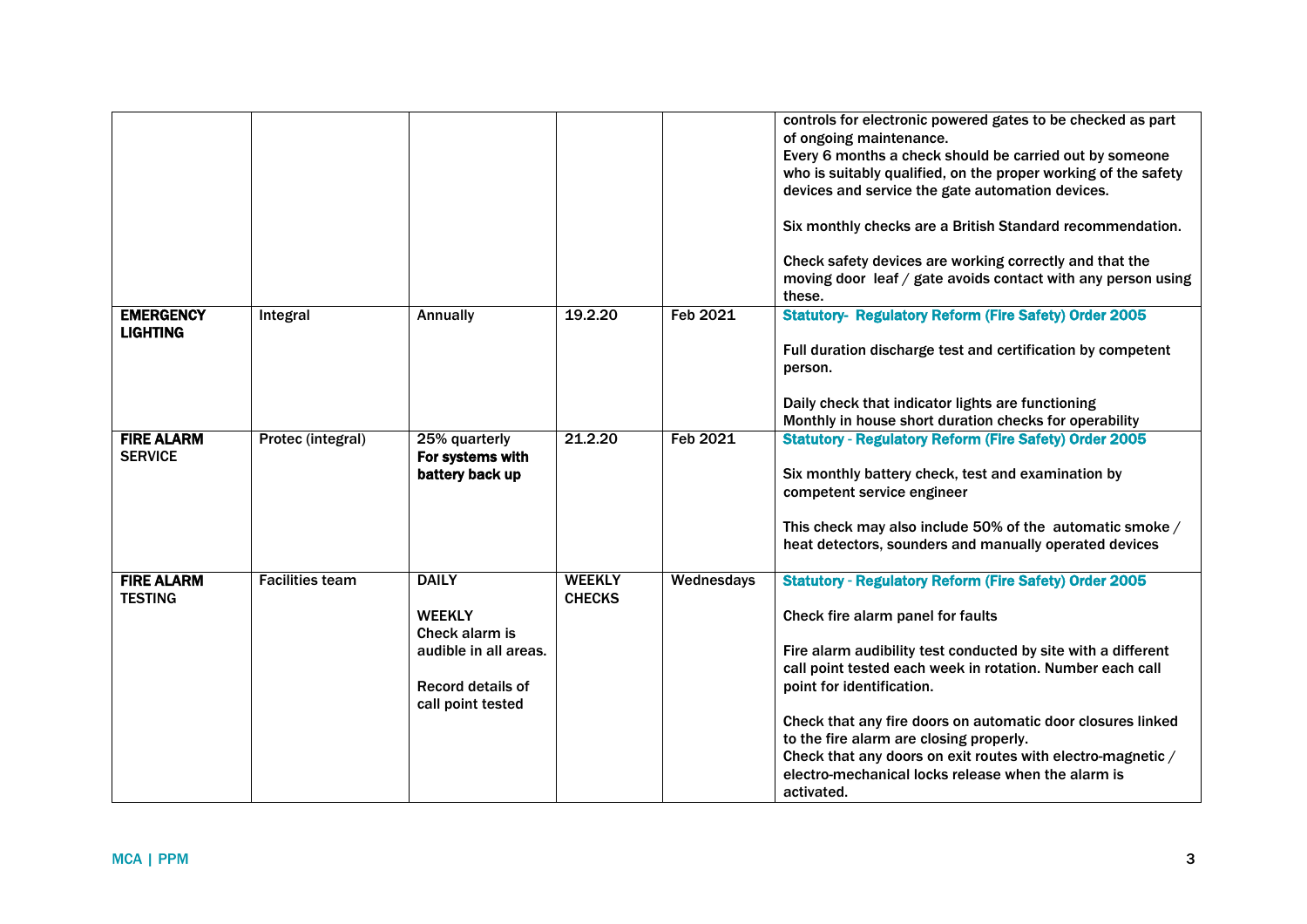| | | | | | |
|---|---|---|---|---|---|
| | | | | | controls for electronic powered gates to be checked as part of ongoing maintenance.<br>Every 6 months a check should be carried out by someone who is suitably qualified, on the proper working of the safety devices and service the gate automation devices.<br><br>Six monthly checks are a British Standard recommendation.<br><br>Check safety devices are working correctly and that the moving door leaf / gate avoids contact with any person using these. |
| **EMERGENCY LIGHTING** | Integral | Annually | 19.2.20 | Feb 2021 | **Statutory- Regulatory Reform (Fire Safety) Order 2005**<br><br>Full duration discharge test and certification by competent person.<br><br>Daily check that indicator lights are functioning<br>Monthly in house short duration checks for operability |
| **FIRE ALARM** SERVICE | Protec (integral) | 25% quarterly<br>**For systems with battery back up** | 21.2.20 | Feb 2021 | **Statutory - Regulatory Reform (Fire Safety) Order 2005**<br><br>Six monthly battery check, test and examination by competent service engineer<br><br>This check may also include 50% of the automatic smoke / heat detectors, sounders and manually operated devices |
| **FIRE ALARM** TESTING | Facilities team | DAILY<br><br>WEEKLY<br>Check alarm is audible in all areas.<br><br>Record details of call point tested | WEEKLY CHECKS | Wednesdays | **Statutory - Regulatory Reform (Fire Safety) Order 2005**<br><br>Check fire alarm panel for faults<br><br>Fire alarm audibility test conducted by site with a different call point tested each week in rotation. Number each call point for identification.<br><br>Check that any fire doors on automatic door closures linked to the fire alarm are closing properly.<br>Check that any doors on exit routes with electro-magnetic / electro-mechanical locks release when the alarm is activated. |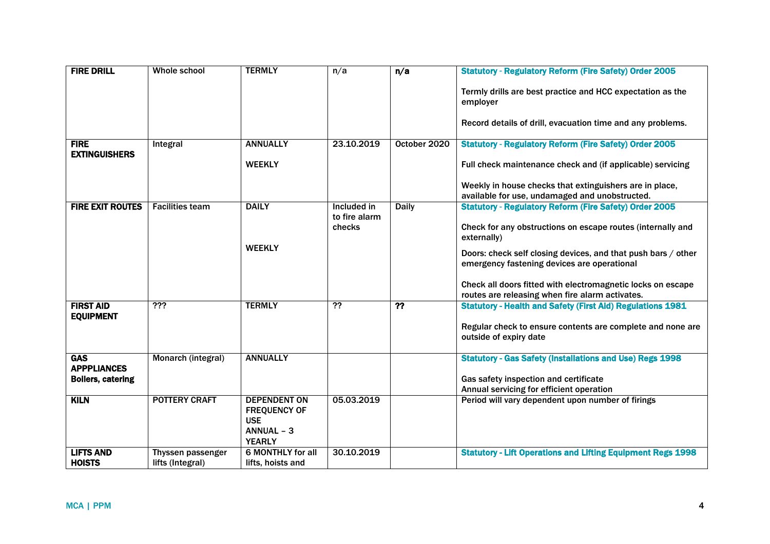| **FIRE DRILL** | Whole school | **TERMLY** | n/a | **n/a** | **Statutory - Regulatory Reform (Fire Safety) Order 2005**<br><br>Termly drills are best practice and HCC expectation as the employer<br><br>Record details of drill, evacuation time and any problems. |
|---|---|---|---|---|---|
| **FIRE EXTINGUISHERS** | Integral | **ANNUALLY**<br><br>**WEEKLY** | 23.10.2019 | October 2020 | **Statutory - Regulatory Reform (Fire Safety) Order 2005**<br><br>Full check maintenance check and (if applicable) servicing<br><br>Weekly in house checks that extinguishers are in place, available for use, undamaged and unobstructed. |
| **FIRE EXIT ROUTES** | Facilities team | **DAILY**<br><br><br>**WEEKLY** | Included in to fire alarm checks | Daily | **Statutory - Regulatory Reform (Fire Safety) Order 2005**<br><br>Check for any obstructions on escape routes (internally and externally)<br><br>Doors: check self closing devices, and that push bars / other emergency fastening devices are operational<br><br>Check all doors fitted with electromagnetic locks on escape routes are releasing when fire alarm activates. |
| **FIRST AID EQUIPMENT** | ??? | **TERMLY** | ?? | **??** | **Statutory - Health and Safety (First Aid) Regulations 1981**<br><br>Regular check to ensure contents are complete and none are outside of expiry date |
| **GAS APPPLIANCES Boilers, catering** | Monarch (integral) | **ANNUALLY** | | | **Statutory - Gas Safety (Installations and Use) Regs 1998**<br><br>Gas safety inspection and certificate<br>Annual servicing for efficient operation |
| **KILN** | **POTTERY CRAFT** | **DEPENDENT ON FREQUENCY OF USE**<br>**ANNUAL – 3 YEARLY** | 05.03.2019 | | Period will vary dependent upon number of firings |
| **LIFTS AND HOISTS** | Thyssen passenger lifts (Integral) | **6 MONTHLY for all lifts, hoists and** | 30.10.2019 | | **Statutory - Lift Operations and Lifting Equipment Regs 1998** |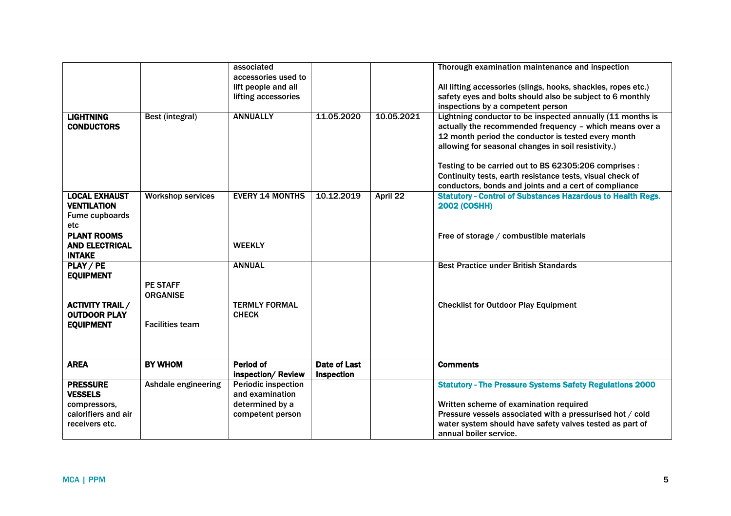| | | associated accessories used to lift people and all lifting accessories | | | Thorough examination maintenance and inspection<br><br>All lifting accessories (slings, hooks, shackles, ropes etc.) safety eyes and bolts should also be subject to 6 monthly inspections by a competent person |
|---|---|---|---|---|---|
| **LIGHTNING CONDUCTORS** | Best (integral) | ANNUALLY | 11.05.2020 | 10.05.2021 | Lightning conductor to be inspected annually (11 months is actually the recommended frequency – which means over a 12 month period the conductor is tested every month allowing for seasonal changes in soil resistivity.)<br><br>Testing to be carried out to BS 62305:206 comprises : Continuity tests, earth resistance tests, visual check of conductors, bonds and joints and a cert of compliance |
| **LOCAL EXHAUST VENTILATION** Fume cupboards etc | Workshop services | EVERY 14 MONTHS | 10.12.2019 | April 22 | **Statutory - Control of Substances Hazardous to Health Regs. 2002 (COSHH)** |
| **PLANT ROOMS AND ELECTRICAL INTAKE** | | WEEKLY | | | Free of storage / combustible materials |
| **PLAY / PE EQUIPMENT**<br><br>**ACTIVITY TRAIL / OUTDOOR PLAY EQUIPMENT** | PE STAFF ORGANISE<br><br>Facilities team | ANNUAL<br><br>TERMLY FORMAL CHECK | | | Best Practice under British Standards<br><br>Checklist for Outdoor Play Equipment |
| **AREA** | **BY WHOM** | **Period of Inspection/ Review** | **Date of Last Inspection** | | **Comments** |
| **PRESSURE VESSELS** compressors, calorifiers and air receivers etc. | Ashdale engineering | Periodic inspection and examination determined by a competent person | | | **Statutory - The Pressure Systems Safety Regulations 2000**<br><br>Written scheme of examination required<br>Pressure vessels associated with a pressurised hot / cold water system should have safety valves tested as part of annual boiler service. |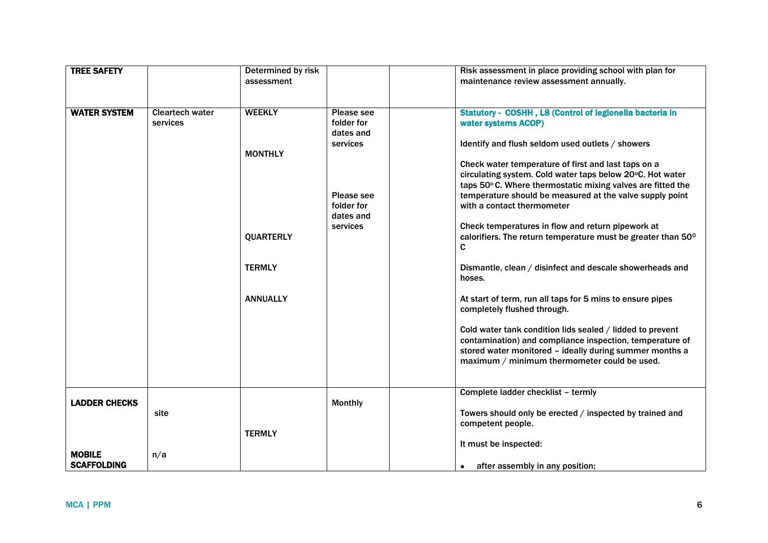| | | | | | |
|---|---|---|---|---|---|
| **TREE SAFETY** | | Determined by risk assessment | | | Risk assessment in place providing school with plan for maintenance review assessment annually. |
| **WATER SYSTEM** | Cleartech water services | WEEKLY<br><br>MONTHLY<br><br>QUARTERLY<br><br>TERMLY<br><br>ANNUALLY | Please see folder for dates and services<br><br>Please see folder for dates and services | | **Statutory - COSHH , L8 (Control of legionella bacteria in water systems ACOP)**<br><br>Identify and flush seldom used outlets / showers<br><br>Check water temperature of first and last taps on a circulating system. Cold water taps below 20°C. Hot water taps 50° C. Where thermostatic mixing valves are fitted the temperature should be measured at the valve supply point with a contact thermometer<br><br>Check temperatures in flow and return pipework at calorifiers. The return temperature must be greater than 50° C<br><br>Dismantle, clean / disinfect and descale showerheads and hoses.<br><br>At start of term, run all taps for 5 mins to ensure pipes completely flushed through.<br><br>Cold water tank condition lids sealed / lidded to prevent contamination) and compliance inspection, temperature of stored water monitored – ideally during summer months a maximum / minimum thermometer could be used. |
| **LADDER CHECKS**<br><br>**MOBILE SCAFFOLDING** | site<br><br>n/a | TERMLY | Monthly | | Complete ladder checklist – termly<br><br>Towers should only be erected / inspected by trained and competent people.<br><br>It must be inspected:<br><br>• after assembly in any position; |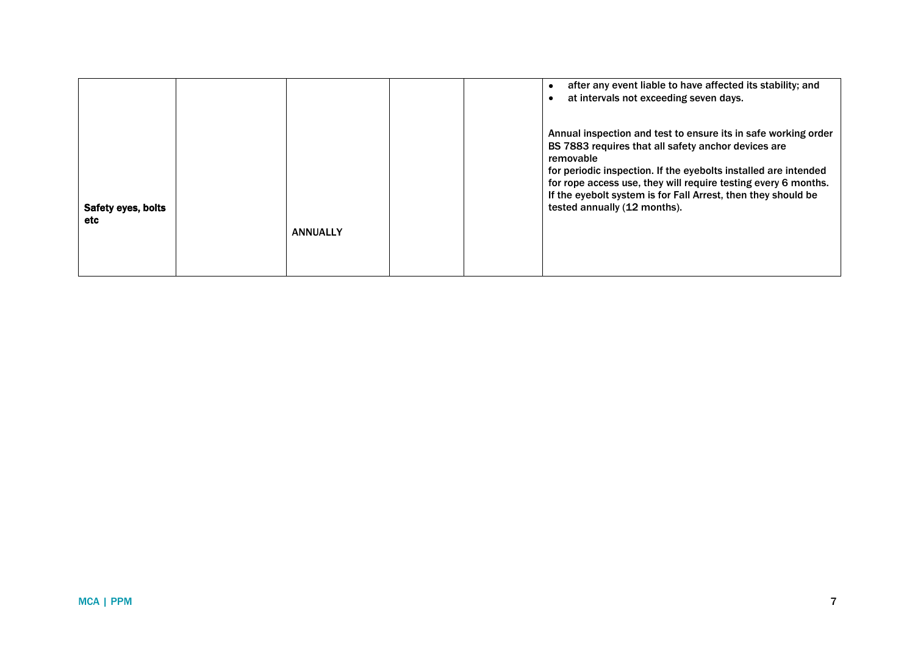| | | | | | |
|---|---|---|---|---|---|
| Safety eyes, bolts etc | | ANNUALLY | | | • after any event liable to have affected its stability; and<br>• at intervals not exceeding seven days.<br><br>Annual inspection and test to ensure its in safe working order BS 7883 requires that all safety anchor devices are removable for periodic inspection. If the eyebolts installed are intended for rope access use, they will require testing every 6 months. If the eyebolt system is for Fall Arrest, then they should be tested annually (12 months). |